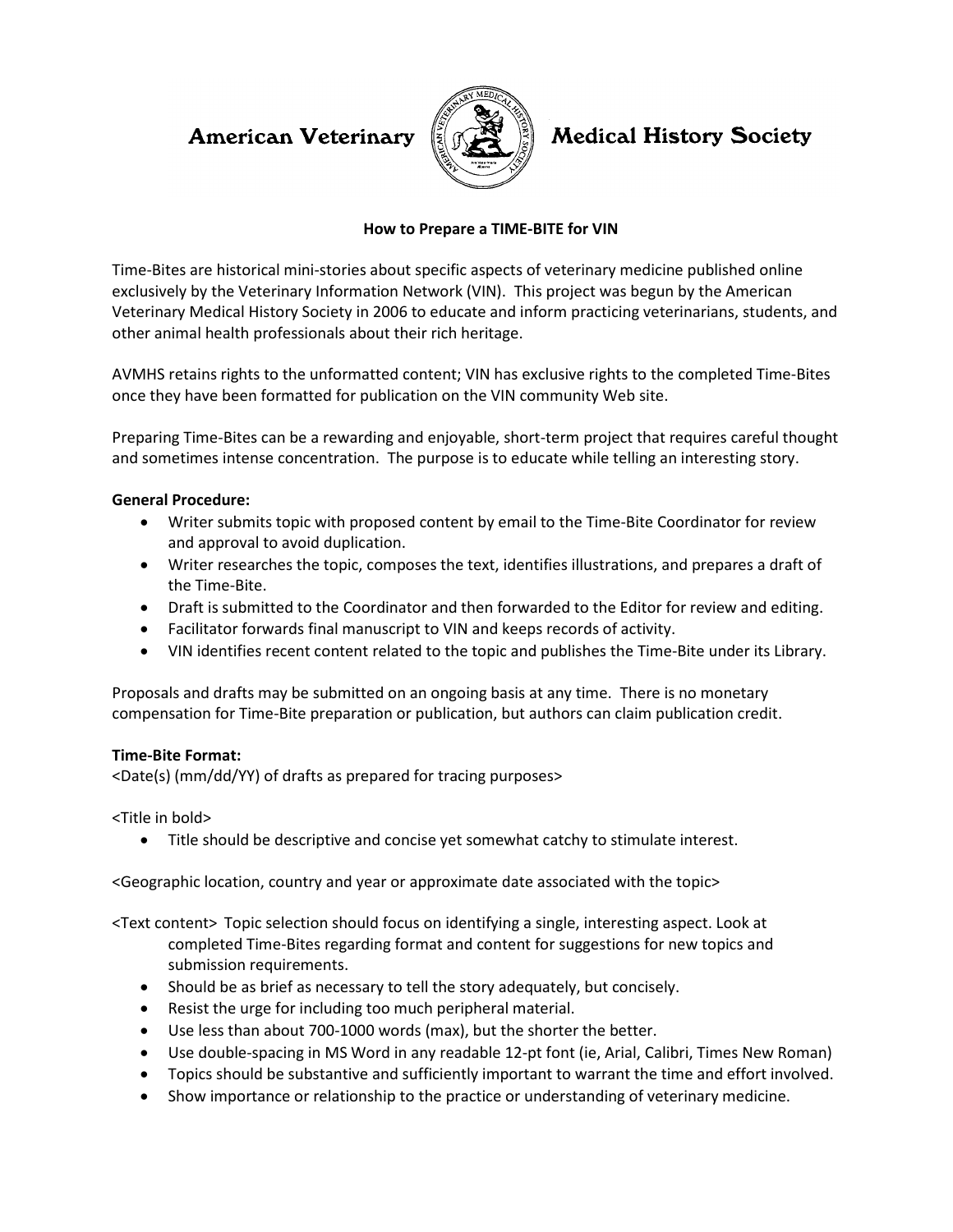American Veterinary Medical History Society

## How to Prepare a TIME-BITE for VIN

Time-Bites are historical mini-stories about specific aspects of veterinary medicine published online exclusively by the Veterinary Information Network (VIN). This project was begun by the American Veterinary Medical History Society in 2006 to educate and inform practicing veterinarians, students, and other animal health professionals about their rich heritage.

AVMHS retains rights to the unformatted content; VIN has exclusive rights to the completed Time-Bites once they have been formatted for publication on the VIN community Web site.

Preparing Time-Bites can be a rewarding and enjoyable, short-term project that requires careful thought and sometimes intense concentration. The purpose is to educate while telling an interesting story.

**General Procedure:**

- Writer submits topic with proposed content by email to the Time-Bite Coordinator for review and approval to avoid duplication.
- Writer researches the topic, composes the text, identifies illustrations, and prepares a draft of the Time-Bite.
- Draft is submitted to the Coordinator and then forwarded to the Editor for review and editing.
- Facilitator forwards final manuscript to VIN and keeps records of activity.
- VIN identifies recent content related to the topic and publishes the Time-Bite under its Library.

Proposals and drafts may be submitted on an ongoing basis at any time. There is no monetary compensation for Time-Bite preparation or publication, but authors can claim publication credit.

**Time-Bite Format:**

<Date(s) (mm/dd/YY) of drafts as prepared for tracing purposes>

<Title in bold>

- Title should be descriptive and concise yet somewhat catchy to stimulate interest.

<Geographic location, country and year or approximate date associated with the topic>

<Text content> Topic selection should focus on identifying a single, interesting aspect. Look at completed Time-Bites regarding format and content for suggestions for new topics and submission requirements.

- Should be as brief as necessary to tell the story adequately, but concisely.
- Resist the urge for including too much peripheral material.
- Use less than about 700-1000 words (max), but the shorter the better.
- Use double-spacing in MS Word in any readable 12-pt font (ie, Arial, Calibri, Times New Roman)
- Topics should be substantive and sufficiently important to warrant the time and effort involved.
- Show importance or relationship to the practice or understanding of veterinary medicine.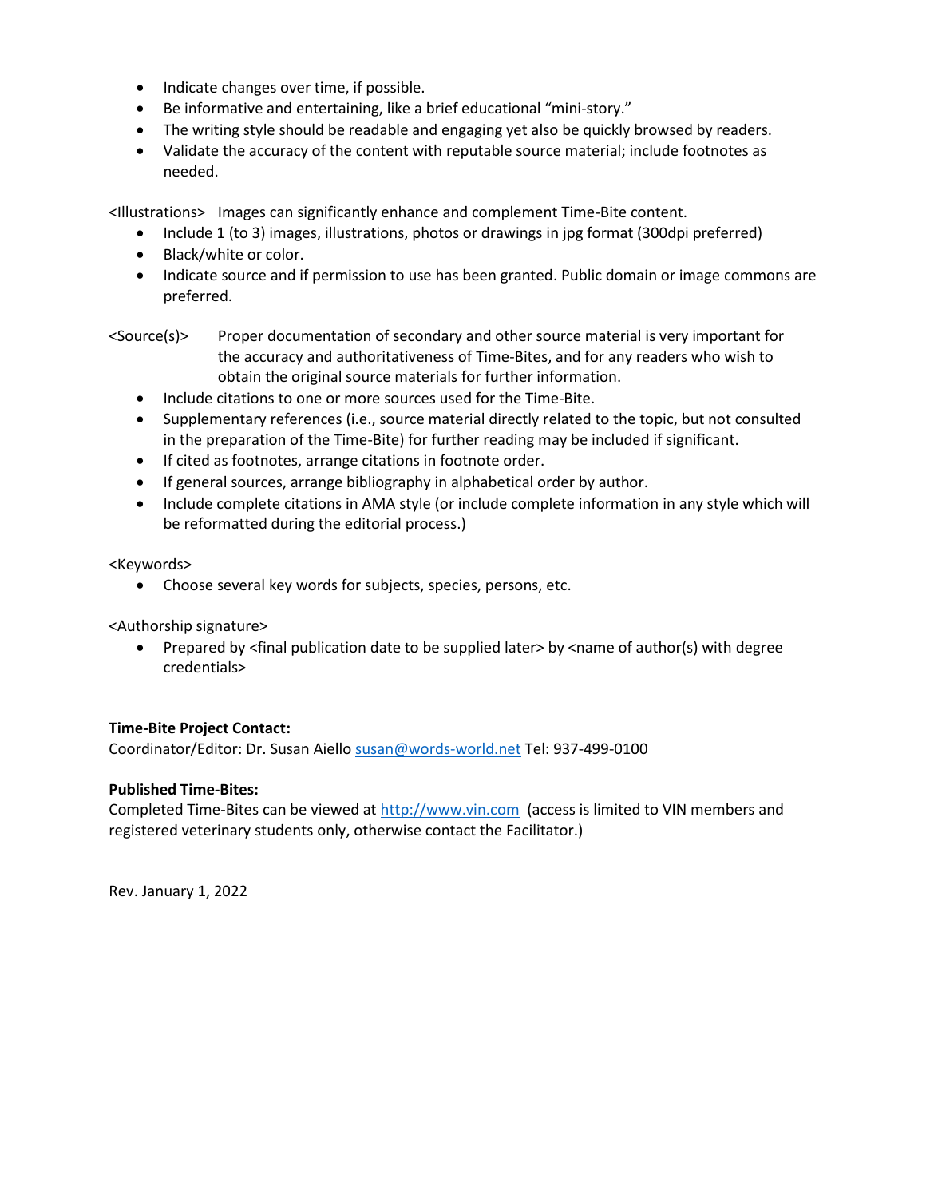- Indicate changes over time, if possible.
- Be informative and entertaining, like a brief educational "mini-story."
- The writing style should be readable and engaging yet also be quickly browsed by readers.
- Validate the accuracy of the content with reputable source material; include footnotes as needed.

<Illustrations> Images can significantly enhance and complement Time-Bite content.

- Include 1 (to 3) images, illustrations, photos or drawings in jpg format (300dpi preferred)
- Black/white or color.
- Indicate source and if permission to use has been granted. Public domain or image commons are preferred.

<Source(s)> Proper documentation of secondary and other source material is very important for the accuracy and authoritativeness of Time-Bites, and for any readers who wish to obtain the original source materials for further information.

- Include citations to one or more sources used for the Time-Bite.
- Supplementary references (i.e., source material directly related to the topic, but not consulted in the preparation of the Time-Bite) for further reading may be included if significant.
- If cited as footnotes, arrange citations in footnote order.
- If general sources, arrange bibliography in alphabetical order by author.
- Include complete citations in AMA style (or include complete information in any style which will be reformatted during the editorial process.)

<Keywords>

- Choose several key words for subjects, species, persons, etc.

<Authorship signature>

- Prepared by <final publication date to be supplied later> by <name of author(s) with degree credentials>

**Time-Bite Project Contact:**
Coordinator/Editor: Dr. Susan Aiello susan@words-world.net Tel: 937-499-0100

**Published Time-Bites:**
Completed Time-Bites can be viewed at http://www.vin.com (access is limited to VIN members and registered veterinary students only, otherwise contact the Facilitator.)

Rev. January 1, 2022